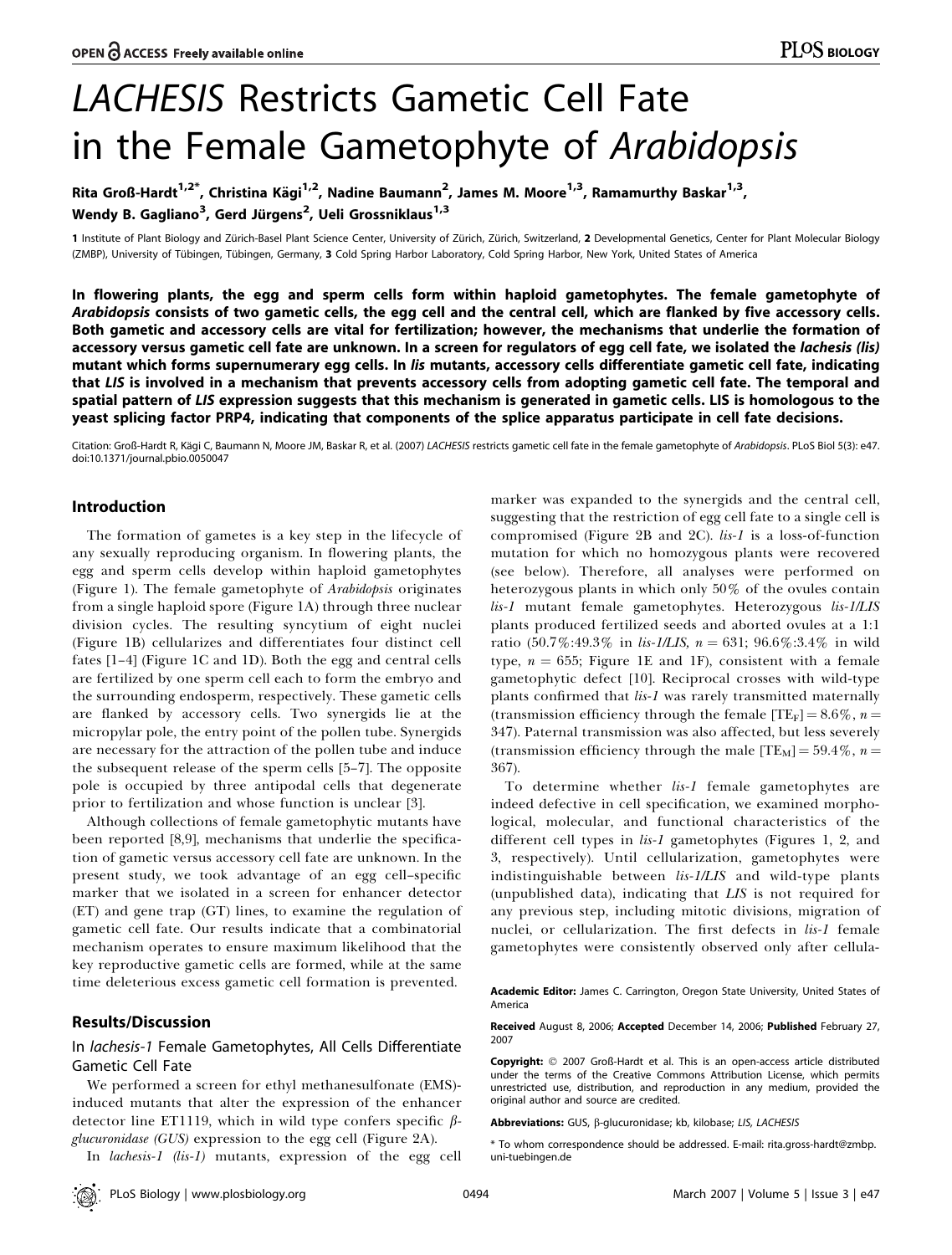# *LACHESIS* Restricts Gametic Cell Fate in the Female Gametophyte of *Arabidopsis*

Rita Groß-Hardt[1,2*], Christina Kägi[1,2], Nadine Baumann[2], James M. Moore[1,3], Ramamurthy Baskar[1,3], Wendy B. Gagliano[3], Gerd Jürgens[2], Ueli Grossniklaus[1,3]

1 Institute of Plant Biology and Zürich-Basel Plant Science Center, University of Zürich, Zürich, Switzerland, 2 Developmental Genetics, Center for Plant Molecular Biology (ZMBP), University of Tübingen, Tübingen, Germany, 3 Cold Spring Harbor Laboratory, Cold Spring Harbor, New York, United States of America

**In flowering plants, the egg and sperm cells form within haploid gametophytes. The female gametophyte of *Arabidopsis* consists of two gametic cells, the egg cell and the central cell, which are flanked by five accessory cells. Both gametic and accessory cells are vital for fertilization; however, the mechanisms that underlie the formation of accessory versus gametic cell fate are unknown. In a screen for regulators of egg cell fate, we isolated the *lachesis (lis)* mutant which forms supernumerary egg cells. In *lis* mutants, accessory cells differentiate gametic cell fate, indicating that *LIS* is involved in a mechanism that prevents accessory cells from adopting gametic cell fate. The temporal and spatial pattern of *LIS* expression suggests that this mechanism is generated in gametic cells. LIS is homologous to the yeast splicing factor PRP4, indicating that components of the splice apparatus participate in cell fate decisions.**

Citation: Groß-Hardt R, Kägi C, Baumann N, Moore JM, Baskar R, et al. (2007) *LACHESIS* restricts gametic cell fate in the female gametophyte of *Arabidopsis*. PLoS Biol 5(3): e47. doi:10.1371/journal.pbio.0050047

## Introduction

The formation of gametes is a key step in the lifecycle of any sexually reproducing organism. In flowering plants, the egg and sperm cells develop within haploid gametophytes (Figure 1). The female gametophyte of *Arabidopsis* originates from a single haploid spore (Figure 1A) through three nuclear division cycles. The resulting syncytium of eight nuclei (Figure 1B) cellularizes and differentiates four distinct cell fates [1–4] (Figure 1C and 1D). Both the egg and central cells are fertilized by one sperm cell each to form the embryo and the surrounding endosperm, respectively. These gametic cells are flanked by accessory cells. Two synergids lie at the micropylar pole, the entry point of the pollen tube. Synergids are necessary for the attraction of the pollen tube and induce the subsequent release of the sperm cells [5–7]. The opposite pole is occupied by three antipodal cells that degenerate prior to fertilization and whose function is unclear [3].

Although collections of female gametophytic mutants have been reported [8,9], mechanisms that underlie the specification of gametic versus accessory cell fate are unknown. In the present study, we took advantage of an egg cell–specific marker that we isolated in a screen for enhancer detector (ET) and gene trap (GT) lines, to examine the regulation of gametic cell fate. Our results indicate that a combinatorial mechanism operates to ensure maximum likelihood that the key reproductive gametic cells are formed, while at the same time deleterious excess gametic cell formation is prevented.

## Results/Discussion

### In *lachesis-1* Female Gametophytes, All Cells Differentiate Gametic Cell Fate

We performed a screen for ethyl methanesulfonate (EMS)-induced mutants that alter the expression of the enhancer detector line ET1119, which in wild type confers specific *β-glucuronidase (GUS)* expression to the egg cell (Figure 2A).

In *lachesis-1 (lis-1)* mutants, expression of the egg cell marker was expanded to the synergids and the central cell, suggesting that the restriction of egg cell fate to a single cell is compromised (Figure 2B and 2C). *lis-1* is a loss-of-function mutation for which no homozygous plants were recovered (see below). Therefore, all analyses were performed on heterozygous plants in which only 50% of the ovules contain *lis-1* mutant female gametophytes. Heterozygous *lis-1/LIS* plants produced fertilized seeds and aborted ovules at a 1:1 ratio (50.7%:49.3% in *lis-1/LIS*, $n = 631$; 96.6%:3.4% in wild type, $n = 655$; Figure 1E and 1F), consistent with a female gametophytic defect [10]. Reciprocal crosses with wild-type plants confirmed that *lis-1* was rarely transmitted maternally (transmission efficiency through the female [$TE_F$] = 8.6%, $n = 347$). Paternal transmission was also affected, but less severely (transmission efficiency through the male [$TE_M$] = 59.4%, $n = 367$).

To determine whether *lis-1* female gametophytes are indeed defective in cell specification, we examined morphological, molecular, and functional characteristics of the different cell types in *lis-1* gametophytes (Figures 1, 2, and 3, respectively). Until cellularization, gametophytes were indistinguishable between *lis-1/LIS* and wild-type plants (unpublished data), indicating that *LIS* is not required for any previous step, including mitotic divisions, migration of nuclei, or cellularization. The first defects in *lis-1* female gametophytes were consistently observed only after cellula-

Academic Editor: James C. Carrington, Oregon State University, United States of America

Received August 8, 2006; Accepted December 14, 2006; Published February 27, 2007

Copyright: © 2007 Groß-Hardt et al. This is an open-access article distributed under the terms of the Creative Commons Attribution License, which permits unrestricted use, distribution, and reproduction in any medium, provided the original author and source are credited.

Abbreviations: GUS, β-glucuronidase; kb, kilobase; *LIS*, *LACHESIS*

* To whom correspondence should be addressed. E-mail: rita.gross-hardt@zmbp.uni-tuebingen.de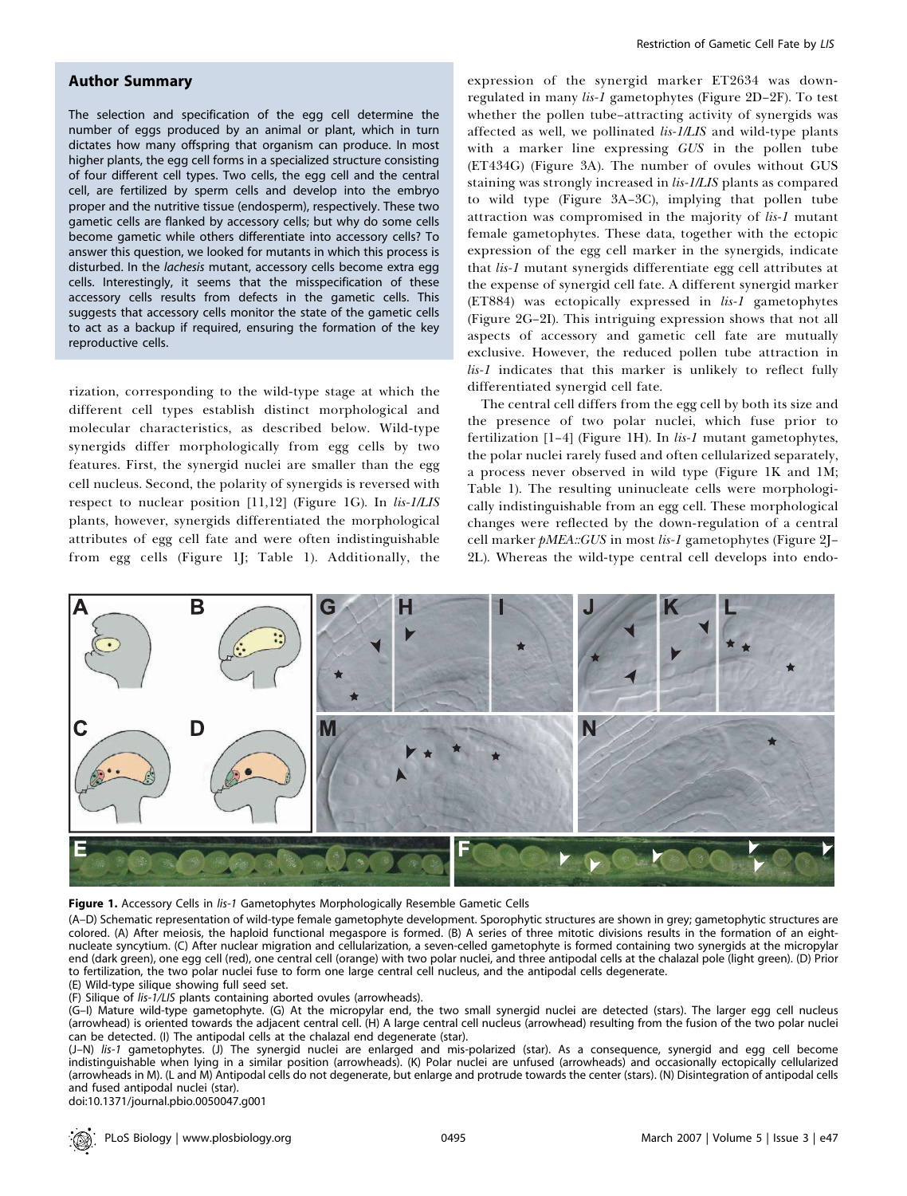## Author Summary

The selection and specification of the egg cell determine the number of eggs produced by an animal or plant, which in turn dictates how many offspring that organism can produce. In most higher plants, the egg cell forms in a specialized structure consisting of four different cell types. Two cells, the egg cell and the central cell, are fertilized by sperm cells and develop into the embryo proper and the nutritive tissue (endosperm), respectively. These two gametic cells are flanked by accessory cells; but why do some cells become gametic while others differentiate into accessory cells? To answer this question, we looked for mutants in which this process is disturbed. In the *lachesis* mutant, accessory cells become extra egg cells. Interestingly, it seems that the misspecification of these accessory cells results from defects in the gametic cells. This suggests that accessory cells monitor the state of the gametic cells to act as a backup if required, ensuring the formation of the key reproductive cells.

rization, corresponding to the wild-type stage at which the different cell types establish distinct morphological and molecular characteristics, as described below. Wild-type synergids differ morphologically from egg cells by two features. First, the synergid nuclei are smaller than the egg cell nucleus. Second, the polarity of synergids is reversed with respect to nuclear position [11,12] (Figure 1G). In *lis-1/LIS* plants, however, synergids differentiated the morphological attributes of egg cell fate and were often indistinguishable from egg cells (Figure 1J; Table 1). Additionally, the expression of the synergid marker ET2634 was down-regulated in many *lis-1* gametophytes (Figure 2D–2F). To test whether the pollen tube–attracting activity of synergids was affected as well, we pollinated *lis-1/LIS* and wild-type plants with a marker line expressing *GUS* in the pollen tube (ET434G) (Figure 3A). The number of ovules without GUS staining was strongly increased in *lis-1/LIS* plants as compared to wild type (Figure 3A–3C), implying that pollen tube attraction was compromised in the majority of *lis-1* mutant female gametophytes. These data, together with the ectopic expression of the egg cell marker in the synergids, indicate that *lis-1* mutant synergids differentiate egg cell attributes at the expense of synergid cell fate. A different synergid marker (ET884) was ectopically expressed in *lis-1* gametophytes (Figure 2G–2I). This intriguing expression shows that not all aspects of accessory and gametic cell fate are mutually exclusive. However, the reduced pollen tube attraction in *lis-1* indicates that this marker is unlikely to reflect fully differentiated synergid cell fate.

The central cell differs from the egg cell by both its size and the presence of two polar nuclei, which fuse prior to fertilization [1–4] (Figure 1H). In *lis-1* mutant gametophytes, the polar nuclei rarely fused and often cellularized separately, a process never observed in wild type (Figure 1K and 1M; Table 1). The resulting uninucleate cells were morphologically indistinguishable from an egg cell. These morphological changes were reflected by the down-regulation of a central cell marker *pMEA::GUS* in most *lis-1* gametophytes (Figure 2J–2L). Whereas the wild-type central cell develops into endo-

**Figure 1.** Accessory Cells in *lis-1* Gametophytes Morphologically Resemble Gametic Cells

(A–D) Schematic representation of wild-type female gametophyte development. Sporophytic structures are shown in grey; gametophytic structures are colored. (A) After meiosis, the haploid functional megaspore is formed. (B) A series of three mitotic divisions results in the formation of an eight-nucleate syncytium. (C) After nuclear migration and cellularization, a seven-celled gametophyte is formed containing two synergids at the micropylar end (dark green), one egg cell (red), one central cell (orange) with two polar nuclei, and three antipodal cells at the chalazal pole (light green). (D) Prior to fertilization, the two polar nuclei fuse to form one large central cell nucleus, and the antipodal cells degenerate.

(E) Wild-type silique showing full seed set.

(F) Silique of *lis-1/LIS* plants containing aborted ovules (arrowheads).

(G–I) Mature wild-type gametophyte. (G) At the micropylar end, the two small synergid nuclei are detected (stars). The larger egg cell nucleus (arrowhead) is oriented towards the adjacent central cell. (H) A large central cell nucleus (arrowhead) resulting from the fusion of the two polar nuclei can be detected. (I) The antipodal cells at the chalazal end degenerate (star).

(J–N) *lis-1* gametophytes. (J) The synergid nuclei are enlarged and mis-polarized (star). As a consequence, synergid and egg cell become indistinguishable when lying in a similar position (arrowheads). (K) Polar nuclei are unfused (arrowheads) and occasionally ectopically cellularized (arrowheads in M). (L and M) Antipodal cells do not degenerate, but enlarge and protrude towards the center (stars). (N) Disintegration of antipodal cells and fused antipodal nuclei (star).

doi:10.1371/journal.pbio.0050047.g001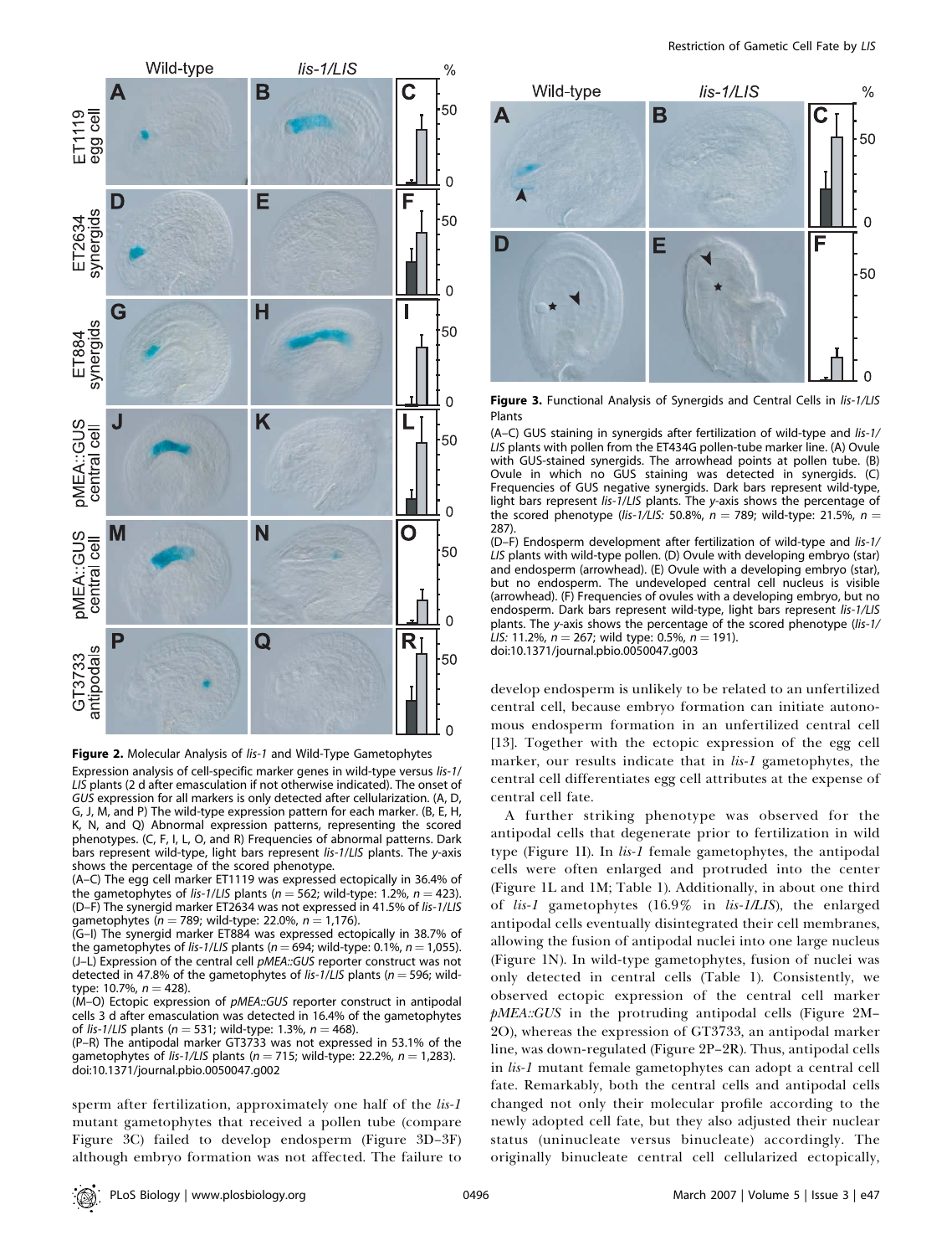**Figure 2.** Molecular Analysis of *lis-1* and Wild-Type Gametophytes

Expression analysis of cell-specific marker genes in wild-type versus *lis-1/LIS* plants (2 d after emasculation if not otherwise indicated). The onset of *GUS* expression for all markers is only detected after cellularization. (A, D, G, J, M, and P) The wild-type expression pattern for each marker. (B, E, H, K, N, and Q) Abnormal expression patterns, representing the scored phenotypes. (C, F, I, L, O, and R) Frequencies of abnormal patterns. Dark bars represent wild-type, light bars represent *lis-1/LIS* plants. The *y*-axis shows the percentage of the scored phenotype.

(A–C) The egg cell marker ET1119 was expressed ectopically in 36.4% of the gametophytes of *lis-1/LIS* plants ($n = 562$; wild-type: 1.2%, $n = 423$).
(D–F) The synergid marker ET2634 was not expressed in 41.5% of *lis-1/LIS* gametophytes ($n = 789$; wild-type: 22.0%, $n = 1,176$).
(G–I) The synergid marker ET884 was expressed ectopically in 38.7% of the gametophytes of *lis-1/LIS* plants ($n = 694$; wild-type: 0.1%, $n = 1,055$).
(J–L) Expression of the central cell *pMEA::GUS* reporter construct was not detected in 47.8% of the gametophytes of *lis-1/LIS* plants ($n = 596$; wild-type: 10.7%, $n = 428$).
(M–O) Ectopic expression of *pMEA::GUS* reporter construct in antipodal cells 3 d after emasculation was detected in 16.4% of the gametophytes of *lis-1/LIS* plants ($n = 531$; wild-type: 1.3%, $n = 468$).
(P–R) The antipodal marker GT3733 was not expressed in 53.1% of the gametophytes of *lis-1/LIS* plants ($n = 715$; wild-type: 22.2%, $n = 1,283$).
doi:10.1371/journal.pbio.0050047.g002

sperm after fertilization, approximately one half of the *lis-1* mutant gametophytes that received a pollen tube (compare Figure 3C) failed to develop endosperm (Figure 3D–3F) although embryo formation was not affected. The failure to develop endosperm is unlikely to be related to an unfertilized central cell, because embryo formation can initiate autonomous endosperm formation in an unfertilized central cell [13]. Together with the ectopic expression of the egg cell marker, our results indicate that in *lis-1* gametophytes, the central cell differentiates egg cell attributes at the expense of central cell fate.

**Figure 3.** Functional Analysis of Synergids and Central Cells in *lis-1/LIS* Plants

(A–C) GUS staining in synergids after fertilization of wild-type and *lis-1/LIS* plants with pollen from the ET434G pollen-tube marker line. (A) Ovule with GUS-stained synergids. The arrowhead points at pollen tube. (B) Ovule in which no GUS staining was detected in synergids. (C) Frequencies of GUS negative synergids. Dark bars represent wild-type, light bars represent *lis-1/LIS* plants. The *y*-axis shows the percentage of the scored phenotype (*lis-1/LIS*: 50.8%, $n = 789$; wild-type: 21.5%, $n = 287$).

(D–F) Endosperm development after fertilization of wild-type and *lis-1/LIS* plants with wild-type pollen. (D) Ovule with developing embryo (star) and endosperm (arrowhead). (E) Ovule with a developing embryo (star), but no endosperm. The undeveloped central cell nucleus is visible (arrowhead). (F) Frequencies of ovules with a developing embryo, but no endosperm. Dark bars represent wild-type, light bars represent *lis-1/LIS* plants. The *y*-axis shows the percentage of the scored phenotype (*lis-1/LIS*: 11.2%, $n = 267$; wild type: 0.5%, $n = 191$).
doi:10.1371/journal.pbio.0050047.g003

A further striking phenotype was observed for the antipodal cells that degenerate prior to fertilization in wild type (Figure 1I). In *lis-1* female gametophytes, the antipodal cells were often enlarged and protruded into the center (Figure 1L and 1M; Table 1). Additionally, in about one third of *lis-1* gametophytes (16.9% in *lis-1/LIS*), the enlarged antipodal cells eventually disintegrated their cell membranes, allowing the fusion of antipodal nuclei into one large nucleus (Figure 1N). In wild-type gametophytes, fusion of nuclei was only detected in central cells (Table 1). Consistently, we observed ectopic expression of the central cell marker *pMEA::GUS* in the protruding antipodal cells (Figure 2M–2O), whereas the expression of GT3733, an antipodal marker line, was down-regulated (Figure 2P–2R). Thus, antipodal cells in *lis-1* mutant female gametophytes can adopt a central cell fate. Remarkably, both the central cells and antipodal cells changed not only their molecular profile according to the newly adopted cell fate, but they also adjusted their nuclear status (uninucleate versus binucleate) accordingly. The originally binucleate central cell cellularized ectopically,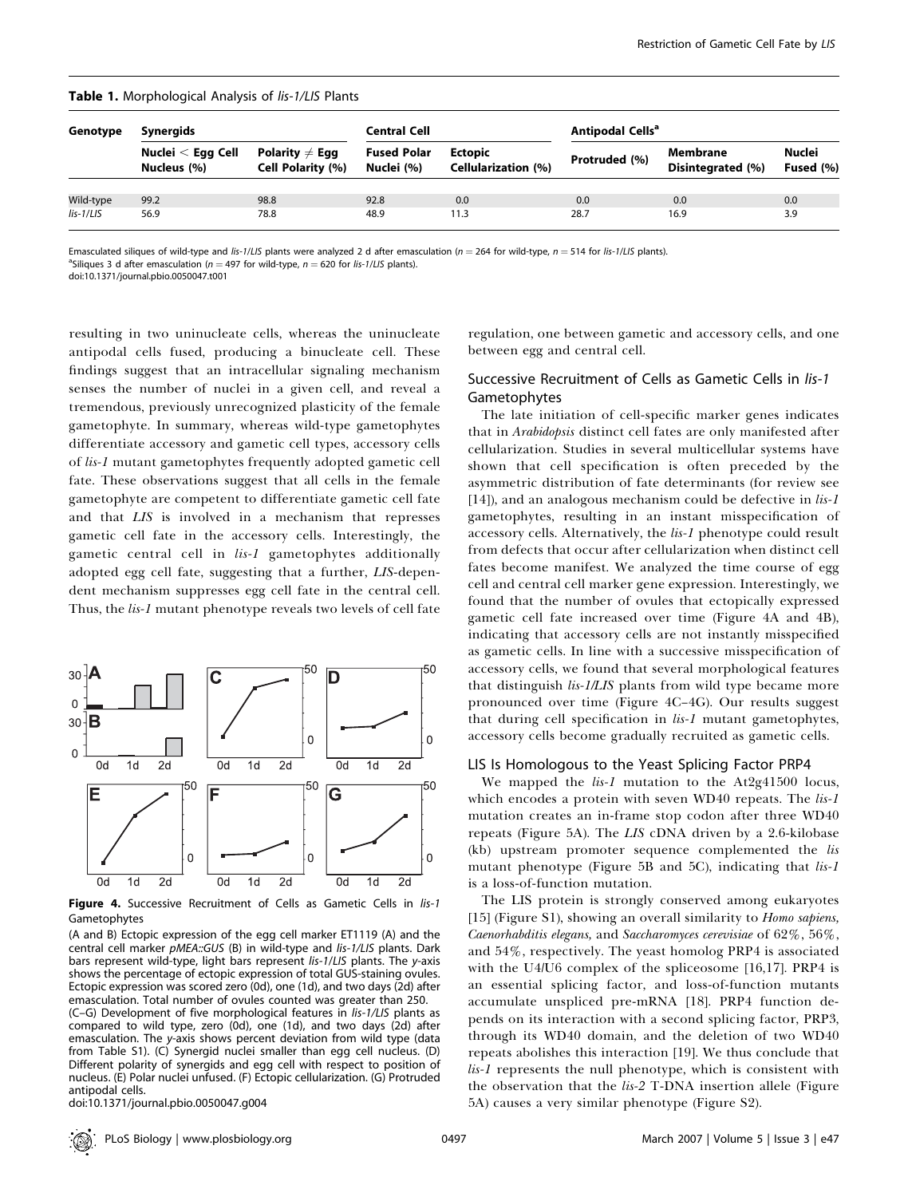**Table 1.** Morphological Analysis of *lis-1/LIS* Plants

| Genotype | Synergids | | Central Cell | | Antipodal Cells[a] | | |
|---|---|---|---|---|---|---|---|
| | Nuclei < Egg Cell Nucleus (%) | Polarity ≠ Egg Cell Polarity (%) | Fused Polar Nuclei (%) | Ectopic Cellularization (%) | Protruded (%) | Membrane Disintegrated (%) | Nuclei Fused (%) |
| Wild-type | 99.2 | 98.8 | 92.8 | 0.0 | 0.0 | 0.0 | 0.0 |
| *lis-1/LIS* | 56.9 | 78.8 | 48.9 | 11.3 | 28.7 | 16.9 | 3.9 |

Emasculated siliques of wild-type and *lis-1/LIS* plants were analyzed 2 d after emasculation ($n = 264$ for wild-type, $n = 514$ for *lis-1/LIS* plants).
[a]Siliques 3 d after emasculation ($n = 497$ for wild-type, $n = 620$ for *lis-1/LIS* plants).
doi:10.1371/journal.pbio.0050047.t001

resulting in two uninucleate cells, whereas the uninucleate antipodal cells fused, producing a binucleate cell. These findings suggest that an intracellular signaling mechanism senses the number of nuclei in a given cell, and reveal a tremendous, previously unrecognized plasticity of the female gametophyte. In summary, whereas wild-type gametophytes differentiate accessory and gametic cell types, accessory cells of *lis-1* mutant gametophytes frequently adopted gametic cell fate. These observations suggest that all cells in the female gametophyte are competent to differentiate gametic cell fate and that *LIS* is involved in a mechanism that represses gametic cell fate in the accessory cells. Interestingly, the gametic central cell in *lis-1* gametophytes additionally adopted egg cell fate, suggesting that a further, *LIS*-dependent mechanism suppresses egg cell fate in the central cell. Thus, the *lis-1* mutant phenotype reveals two levels of cell fate regulation, one between gametic and accessory cells, and one between egg and central cell.

**Figure 4.** Successive Recruitment of Cells as Gametic Cells in *lis-1* Gametophytes

(A and B) Ectopic expression of the egg cell marker ET1119 (A) and the central cell marker *pMEA::GUS* (B) in wild-type and *lis-1/LIS* plants. Dark bars represent wild-type, light bars represent *lis-1/LIS* plants. The *y*-axis shows the percentage of ectopic expression of total GUS-staining ovules. Ectopic expression was scored zero (0d), one (1d), and two days (2d) after emasculation. Total number of ovules counted was greater than 250.
(C–G) Development of five morphological features in *lis-1/LIS* plants as compared to wild type, zero (0d), one (1d), and two days (2d) after emasculation. The *y*-axis shows percent deviation from wild type (data from Table S1). (C) Synergid nuclei smaller than egg cell nucleus. (D) Different polarity of synergids and egg cell with respect to position of nucleus. (E) Polar nuclei unfused. (F) Ectopic cellularization. (G) Protruded antipodal cells.
doi:10.1371/journal.pbio.0050047.g004

## Successive Recruitment of Cells as Gametic Cells in *lis-1* Gametophytes

The late initiation of cell-specific marker genes indicates that in *Arabidopsis* distinct cell fates are only manifested after cellularization. Studies in several multicellular systems have shown that cell specification is often preceded by the asymmetric distribution of fate determinants (for review see [14]), and an analogous mechanism could be defective in *lis-1* gametophytes, resulting in an instant misspecification of accessory cells. Alternatively, the *lis-1* phenotype could result from defects that occur after cellularization when distinct cell fates become manifest. We analyzed the time course of egg cell and central cell marker gene expression. Interestingly, we found that the number of ovules that ectopically expressed gametic cell fate increased over time (Figure 4A and 4B), indicating that accessory cells are not instantly misspecified as gametic cells. In line with a successive misspecification of accessory cells, we found that several morphological features that distinguish *lis-1/LIS* plants from wild type became more pronounced over time (Figure 4C–4G). Our results suggest that during cell specification in *lis-1* mutant gametophytes, accessory cells become gradually recruited as gametic cells.

## LIS Is Homologous to the Yeast Splicing Factor PRP4

We mapped the *lis-1* mutation to the At2g41500 locus, which encodes a protein with seven WD40 repeats. The *lis-1* mutation creates an in-frame stop codon after three WD40 repeats (Figure 5A). The *LIS* cDNA driven by a 2.6-kilobase (kb) upstream promoter sequence complemented the *lis* mutant phenotype (Figure 5B and 5C), indicating that *lis-1* is a loss-of-function mutation.

The LIS protein is strongly conserved among eukaryotes [15] (Figure S1), showing an overall similarity to *Homo sapiens*, *Caenorhabditis elegans*, and *Saccharomyces cerevisiae* of 62%, 56%, and 54%, respectively. The yeast homolog PRP4 is associated with the U4/U6 complex of the spliceosome [16,17]. PRP4 is an essential splicing factor, and loss-of-function mutants accumulate unspliced pre-mRNA [18]. PRP4 function depends on its interaction with a second splicing factor, PRP3, through its WD40 domain, and the deletion of two WD40 repeats abolishes this interaction [19]. We thus conclude that *lis-1* represents the null phenotype, which is consistent with the observation that the *lis-2* T-DNA insertion allele (Figure 5A) causes a very similar phenotype (Figure S2).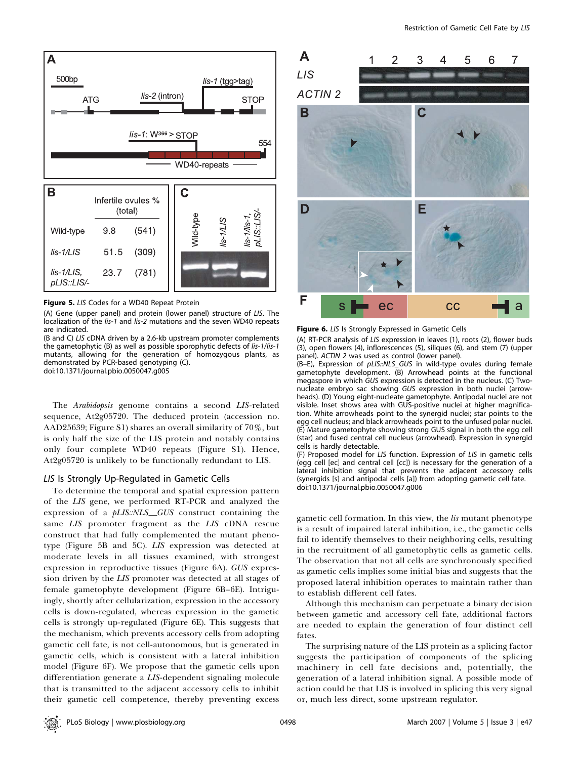A

500bp

ATG

*lis-2* (intron)

*lis-1* (tgg>tag)

STOP

*lis-1*: $W^{366}$ > STOP

554

WD40-repeats

B

| | Infertile ovules % | (total) |
|---|---|---|
| Wild-type | 9.8 | (541) |
| *lis-1/LIS* | 51.5 | (309) |
| *lis-1/LIS, pLIS::LIS/-* | 23.7 | (781) |

C

Wild-type

*lis-1/LIS*

*lis-1/lis-1, pLIS::LIS/-*

**Figure 5.** *LIS* Codes for a WD40 Repeat Protein

(A) Gene (upper panel) and protein (lower panel) structure of *LIS*. The localization of the *lis-1* and *lis-2* mutations and the seven WD40 repeats are indicated.

(B and C) *LIS* cDNA driven by a 2.6-kb upstream promoter complements the gametophytic (B) as well as possible sporophytic defects of *lis-1/lis-1* mutants, allowing for the generation of homozygous plants, as demonstrated by PCR-based genotyping (C).

doi:10.1371/journal.pbio.0050047.g005

The *Arabidopsis* genome contains a second *LIS*-related sequence, At2g05720. The deduced protein (accession no. AAD25639; Figure S1) shares an overall similarity of 70%, but is only half the size of the LIS protein and notably contains only four complete WD40 repeats (Figure S1). Hence, At2g05720 is unlikely to be functionally redundant to LIS.

### *LIS* Is Strongly Up-Regulated in Gametic Cells

To determine the temporal and spatial expression pattern of the *LIS* gene, we performed RT-PCR and analyzed the expression of a *pLIS::NLS_GUS* construct containing the same *LIS* promoter fragment as the *LIS* cDNA rescue construct that had fully complemented the mutant phenotype (Figure 5B and 5C). *LIS* expression was detected at moderate levels in all tissues examined, with strongest expression in reproductive tissues (Figure 6A). *GUS* expression driven by the *LIS* promoter was detected at all stages of female gametophyte development (Figure 6B–6E). Intriguingly, shortly after cellularization, expression in the accessory cells is down-regulated, whereas expression in the gametic cells is strongly up-regulated (Figure 6E). This suggests that the mechanism, which prevents accessory cells from adopting gametic cell fate, is not cell-autonomous, but is generated in gametic cells, which is consistent with a lateral inhibition model (Figure 6F). We propose that the gametic cells upon differentiation generate a *LIS*-dependent signaling molecule that is transmitted to the adjacent accessory cells to inhibit their gametic cell competence, thereby preventing excess gametic cell formation. In this view, the *lis* mutant phenotype is a result of impaired lateral inhibition, i.e., the gametic cells fail to identify themselves to their neighboring cells, resulting in the recruitment of all gametophytic cells as gametic cells. The observation that not all cells are synchronously specified as gametic cells implies some initial bias and suggests that the proposed lateral inhibition operates to maintain rather than to establish different cell fates.

Although this mechanism can perpetuate a binary decision between gametic and accessory cell fate, additional factors are needed to explain the generation of four distinct cell fates.

The surprising nature of the LIS protein as a splicing factor suggests the participation of components of the splicing machinery in cell fate decisions and, potentially, the generation of a lateral inhibition signal. A possible mode of action could be that LIS is involved in splicing this very signal or, much less direct, some upstream regulator.

A

1 2 3 4 5 6 7

*LIS*

*ACTIN 2*

B C D E

F

s ec cc a

**Figure 6.** *LIS* Is Strongly Expressed in Gametic Cells

(A) RT-PCR analysis of *LIS* expression in leaves (1), roots (2), flower buds (3), open flowers (4), inflorescences (5), siliques (6), and stem (7) (upper panel). *ACTIN 2* was used as control (lower panel).

(B–E), Expression of *pLIS::NLS_GUS* in wild-type ovules during female gametophyte development. (B) Arrowhead points at the functional megaspore in which *GUS* expression is detected in the nucleus. (C) Two-nucleate embryo sac showing *GUS* expression in both nuclei (arrowheads). (D) Young eight-nucleate gametophyte. Antipodal nuclei are not visible. Inset shows area with GUS-positive nuclei at higher magnification. White arrowheads point to the synergid nuclei; star points to the egg cell nucleus; and black arrowheads point to the unfused polar nuclei. (E) Mature gametophyte showing strong GUS signal in both the egg cell (star) and fused central cell nucleus (arrowhead). Expression in synergid cells is hardly detectable.

(F) Proposed model for *LIS* function. Expression of *LIS* in gametic cells (egg cell [ec] and central cell [cc]) is necessary for the generation of a lateral inhibition signal that prevents the adjacent accessory cells (synergids [s] and antipodal cells [a]) from adopting gametic cell fate.

doi:10.1371/journal.pbio.0050047.g006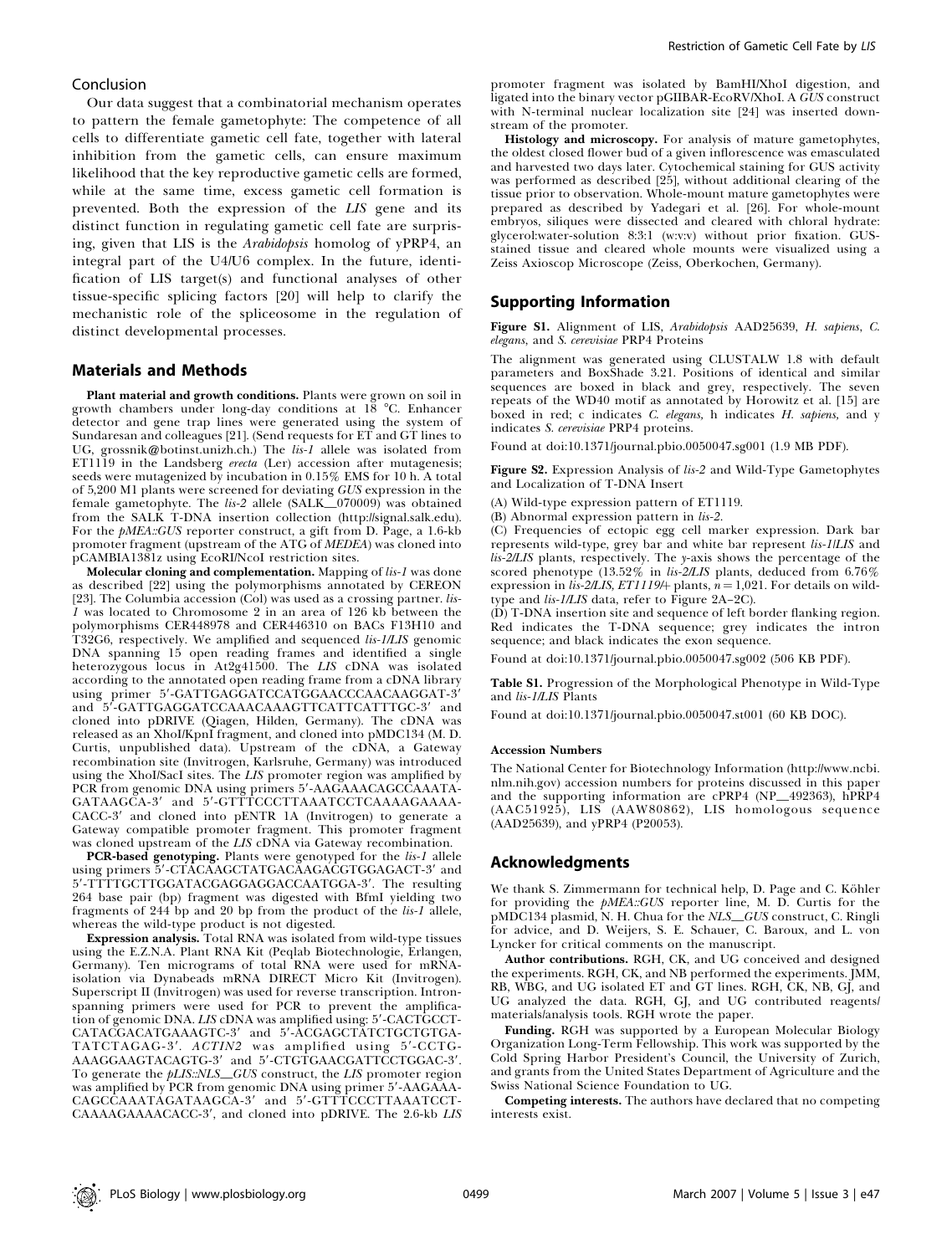## Conclusion

Our data suggest that a combinatorial mechanism operates to pattern the female gametophyte: The competence of all cells to differentiate gametic cell fate, together with lateral inhibition from the gametic cells, can ensure maximum likelihood that the key reproductive gametic cells are formed, while at the same time, excess gametic cell formation is prevented. Both the expression of the *LIS* gene and its distinct function in regulating gametic cell fate are surprising, given that LIS is the *Arabidopsis* homolog of yPRP4, an integral part of the U4/U6 complex. In the future, identification of LIS target(s) and functional analyses of other tissue-specific splicing factors [20] will help to clarify the mechanistic role of the spliceosome in the regulation of distinct developmental processes.

## Materials and Methods

**Plant material and growth conditions.** Plants were grown on soil in growth chambers under long-day conditions at 18 °C. Enhancer detector and gene trap lines were generated using the system of Sundaresan and colleagues [21]. (Send requests for ET and GT lines to UG, grossnik@botinst.unizh.ch.) The *lis-1* allele was isolated from ET1119 in the Landsberg *erecta* (Ler) accession after mutagenesis; seeds were mutagenized by incubation in 0.15% EMS for 10 h. A total of 5,200 M1 plants were screened for deviating *GUS* expression in the female gametophyte. The *lis-2* allele (SALK_070009) was obtained from the SALK T-DNA insertion collection (http://signal.salk.edu). For the *pMEA::GUS* reporter construct, a gift from D. Page, a 1.6-kb promoter fragment (upstream of the ATG of *MEDEA*) was cloned into pCAMBIA1381z using EcoRI/NcoI restriction sites.

**Molecular cloning and complementation.** Mapping of *lis-1* was done as described [22] using the polymorphisms annotated by CEREON [23]. The Columbia accession (Col) was used as a crossing partner. *lis-1* was located to Chromosome 2 in an area of 126 kb between the polymorphisms CER448978 and CER446310 on BACs F13H10 and T32G6, respectively. We amplified and sequenced *lis-1/LIS* genomic DNA spanning 15 open reading frames and identified a single heterozygous locus in At2g41500. The *LIS* cDNA was isolated according to the annotated open reading frame from a cDNA library using primer 5′-GATTGAGGATCCATGGAACCCAACAAGGAT-3′ and 5′-GATTGAGGATCCAAACAAAGTTCATTCATTTGC-3′ and cloned into pDRIVE (Qiagen, Hilden, Germany). The cDNA was released as an XhoI/KpnI fragment, and cloned into pMDC134 (M. D. Curtis, unpublished data). Upstream of the cDNA, a Gateway recombination site (Invitrogen, Karlsruhe, Germany) was introduced using the XhoI/SacI sites. The *LIS* promoter region was amplified by PCR from genomic DNA using primers 5′-AAGAAACAGCCAAATA-GATAAGCA-3′ and 5′-GTTTCCCTTAAATCCTCAAAAGAAAA-CACC-3′ and cloned into pENTR 1A (Invitrogen) to generate a Gateway compatible promoter fragment. This promoter fragment was cloned upstream of the *LIS* cDNA via Gateway recombination.

**PCR-based genotyping.** Plants were genotyped for the *lis-1* allele using primers 5′-CTACAAGCTATGACAAGACGTGGAGACT-3′ and 5′-TTTTGCTTGGATACGAGGAGGACCAATGGA-3′. The resulting 264 base pair (bp) fragment was digested with BfmI yielding two fragments of 244 bp and 20 bp from the product of the *lis-1* allele, whereas the wild-type product is not digested.

**Expression analysis.** Total RNA was isolated from wild-type tissues using the E.Z.N.A. Plant RNA Kit (Peqlab Biotechnologie, Erlangen, Germany). Ten micrograms of total RNA were used for mRNA-isolation via Dynabeads mRNA DIRECT Micro Kit (Invitrogen). Superscript II (Invitrogen) was used for reverse transcription. Intron-spanning primers were used for PCR to prevent the amplification of genomic DNA. *LIS* cDNA was amplified using: 5′-CACTGCCT-CATACGACATGAAAGTC-3′ and 5′-ACGAGCTATCTGCTGTGA-TATCTAGAG-3′. *ACTIN2* was amplified using 5′-CCTG-AAAGGAAGTACAGTG-3′ and 5′-CTGTGAACGATTCCTGGAC-3′. To generate the *pLIS::NLS_GUS* construct, the *LIS* promoter region was amplified by PCR from genomic DNA using primer 5′-AAGAAA-CAGCCAAATAGATAAGCA-3′ and 5′-GTTTCCCTTAAATCCT-CAAAAGAAAACACC-3′, and cloned into pDRIVE. The 2.6-kb *LIS* promoter fragment was isolated by BamHI/XhoI digestion, and ligated into the binary vector pGIIBAR-EcoRV/XhoI. A *GUS* construct with N-terminal nuclear localization site [24] was inserted downstream of the promoter.

**Histology and microscopy.** For analysis of mature gametophytes, the oldest closed flower bud of a given inflorescence was emasculated and harvested two days later. Cytochemical staining for GUS activity was performed as described [25], without additional clearing of the tissue prior to observation. Whole-mount mature gametophytes were prepared as described by Yadegari et al. [26]. For whole-mount embryos, siliques were dissected and cleared with chloral hydrate: glycerol:water-solution 8:3:1 (w:v:v) without prior fixation. GUS-stained tissue and cleared whole mounts were visualized using a Zeiss Axioscop Microscope (Zeiss, Oberkochen, Germany).

## Supporting Information

**Figure S1.** Alignment of LIS, *Arabidopsis* AAD25639, *H. sapiens*, *C. elegans*, and *S. cerevisiae* PRP4 Proteins

The alignment was generated using CLUSTALW 1.8 with default parameters and BoxShade 3.21. Positions of identical and similar sequences are boxed in black and grey, respectively. The seven repeats of the WD40 motif as annotated by Horowitz et al. [15] are boxed in red; c indicates *C. elegans*, h indicates *H. sapiens*, and y indicates *S. cerevisiae* PRP4 proteins.

Found at doi:10.1371/journal.pbio.0050047.sg001 (1.9 MB PDF).

**Figure S2.** Expression Analysis of *lis-2* and Wild-Type Gametophytes and Localization of T-DNA Insert

(A) Wild-type expression pattern of ET1119.

(B) Abnormal expression pattern in *lis-2*.

(C) Frequencies of ectopic egg cell marker expression. Dark bar represents wild-type, grey bar and white bar represent *lis-1/LIS* and *lis-2/LIS* plants, respectively. The *y*-axis shows the percentage of the scored phenotype (13.52% in *lis-2/LIS* plants, deduced from 6.76% expression in *lis-2/LIS, ET1119/+* plants, $n = 1,021$. For details on wild-type and *lis-1/LIS* data, refer to Figure 2A–2C).

(D) T-DNA insertion site and sequence of left border flanking region. Red indicates the T-DNA sequence; grey indicates the intron sequence; and black indicates the exon sequence.

Found at doi:10.1371/journal.pbio.0050047.sg002 (506 KB PDF).

**Table S1.** Progression of the Morphological Phenotype in Wild-Type and *lis-1/LIS* Plants

Found at doi:10.1371/journal.pbio.0050047.st001 (60 KB DOC).

### Accession Numbers

The National Center for Biotechnology Information (http://www.ncbi.nlm.nih.gov) accession numbers for proteins discussed in this paper and the supporting information are cPRP4 (NP_492363), hPRP4 (AAC51925), LIS (AAW80862), LIS homologous sequence (AAD25639), and yPRP4 (P20053).

## Acknowledgments

We thank S. Zimmermann for technical help, D. Page and C. Köhler for providing the *pMEA::GUS* reporter line, M. D. Curtis for the pMDC134 plasmid, N. H. Chua for the *NLS_GUS* construct, C. Ringli for advice, and D. Weijers, S. E. Schauer, C. Baroux, and L. von Lyncker for critical comments on the manuscript.

**Author contributions.** RGH, CK, and UG conceived and designed the experiments. RGH, CK, and NB performed the experiments. JMM, RB, WBG, and UG isolated ET and GT lines. RGH, CK, NB, GJ, and UG analyzed the data. RGH, GJ, and UG contributed reagents/materials/analysis tools. RGH wrote the paper.

**Funding.** RGH was supported by a European Molecular Biology Organization Long-Term Fellowship. This work was supported by the Cold Spring Harbor President's Council, the University of Zurich, and grants from the United States Department of Agriculture and the Swiss National Science Foundation to UG.

**Competing interests.** The authors have declared that no competing interests exist.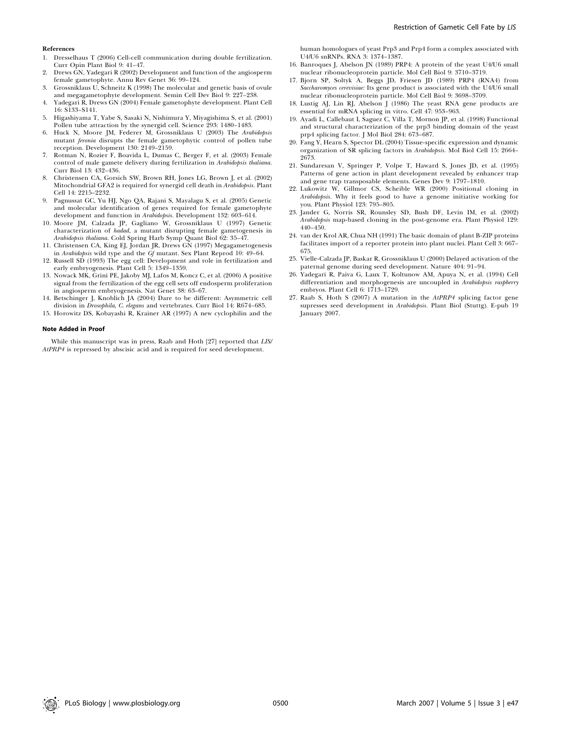## References

1. Dresselhaus T (2006) Cell-cell communication during double fertilization. Curr Opin Plant Biol 9: 41–47.
2. Drews GN, Yadegari R (2002) Development and function of the angiosperm female gametophyte. Annu Rev Genet 36: 99–124.
3. Grossniklaus U, Schneitz K (1998) The molecular and genetic basis of ovule and megagametophyte development. Semin Cell Dev Biol 9: 227–238.
4. Yadegari R, Drews GN (2004) Female gametophyte development. Plant Cell 16: S133–S141.
5. Higashiyama T, Yabe S, Sasaki N, Nishimura Y, Miyagishima S, et al. (2001) Pollen tube attraction by the synergid cell. Science 293: 1480–1483.
6. Huck N, Moore JM, Federer M, Grossniklaus U (2003) The *Arabidopsis* mutant *feronia* disrupts the female gametophytic control of pollen tube reception. Development 130: 2149–2159.
7. Rotman N, Rozier F, Boavida L, Dumas C, Berger F, et al. (2003) Female control of male gamete delivery during fertilization in *Arabidopsis thaliana*. Curr Biol 13: 432–436.
8. Christensen CA, Gorsich SW, Brown RH, Jones LG, Brown J, et al. (2002) Mitochondrial GFA2 is required for synergid cell death in *Arabidopsis*. Plant Cell 14: 2215–2232.
9. Pagnussat GC, Yu HJ, Ngo QA, Rajani S, Mayalagu S, et al. (2005) Genetic and molecular identification of genes required for female gametophyte development and function in *Arabidopsis*. Development 132: 603–614.
10. Moore JM, Calzada JP, Gagliano W, Grossniklaus U (1997) Genetic characterization of *hadad*, a mutant disrupting female gametogenesis in *Arabidopsis thaliana*. Cold Spring Harb Symp Quant Biol 62: 35–47.
11. Christensen CA, King EJ, Jordan JR, Drews GN (1997) Megagametogenesis in *Arabidopsis* wild type and the *Gf* mutant. Sex Plant Reprod 10: 49–64.
12. Russell SD (1993) The egg cell: Development and role in fertilization and early embryogenesis. Plant Cell 5: 1349–1359.
13. Nowack MK, Grini PE, Jakoby MJ, Lafos M, Koncz C, et al. (2006) A positive signal from the fertilization of the egg cell sets off endosperm proliferation in angiosperm embryogenesis. Nat Genet 38: 63–67.
14. Betschinger J, Knoblich JA (2004) Dare to be different: Asymmetric cell division in *Drosophila*, *C. elegans* and vertebrates. Curr Biol 14: R674–685.
15. Horowitz DS, Kobayashi R, Krainer AR (1997) A new cyclophilin and the human homologues of yeast Prp3 and Prp4 form a complex associated with U4/U6 snRNPs. RNA 3: 1374–1387.
16. Banroques J, Abelson JN (1989) PRP4: A protein of the yeast U4/U6 small nuclear ribonucleoprotein particle. Mol Cell Biol 9: 3710–3719.
17. Bjorn SP, Soltyk A, Beggs JD, Friesen JD (1989) PRP4 (RNA4) from *Saccharomyces cerevisiae:* Its gene product is associated with the U4/U6 small nuclear ribonucleoprotein particle. Mol Cell Biol 9: 3698–3709.
18. Lustig AJ, Lin RJ, Abelson J (1986) The yeast RNA gene products are essential for mRNA splicing in vitro. Cell 47: 953–963.
19. Ayadi L, Callebaut I, Saguez C, Villa T, Mornon JP, et al. (1998) Functional and structural characterization of the prp3 binding domain of the yeast prp4 splicing factor. J Mol Biol 284: 673–687.
20. Fang Y, Hearn S, Spector DL (2004) Tissue-specific expression and dynamic organization of SR splicing factors in *Arabidopsis*. Mol Biol Cell 15: 2664–2673.
21. Sundaresan V, Springer P, Volpe T, Haward S, Jones JD, et al. (1995) Patterns of gene action in plant development revealed by enhancer trap and gene trap transposable elements. Genes Dev 9: 1797–1810.
22. Lukowitz W, Gillmor CS, Scheible WR (2000) Positional cloning in *Arabidopsis*. Why it feels good to have a genome initiative working for you. Plant Physiol 123: 795–805.
23. Jander G, Norris SR, Rounsley SD, Bush DF, Levin IM, et al. (2002) *Arabidopsis* map-based cloning in the post-genome era. Plant Physiol 129: 440–450.
24. van der Krol AR, Chua NH (1991) The basic domain of plant B-ZIP proteins facilitates import of a reporter protein into plant nuclei. Plant Cell 3: 667–675.
25. Vielle-Calzada JP, Baskar R, Grossniklaus U (2000) Delayed activation of the paternal genome during seed development. Nature 404: 91–94.
26. Yadegari R, Paiva G, Laux T, Koltunow AM, Apuya N, et al. (1994) Cell differentiation and morphogenesis are uncoupled in *Arabidopsis raspberry* embryos. Plant Cell 6: 1713–1729.
27. Raab S, Hoth S (2007) A mutation in the *AtPRP4* splicing factor gene supresses seed development in *Arabidopsis*. Plant Biol (Stuttg). E-pub 19 January 2007.

### Note Added in Proof

While this manuscript was in press, Raab and Hoth [27] reported that *LIS/AtPRP4* is repressed by abscisic acid and is required for seed development.